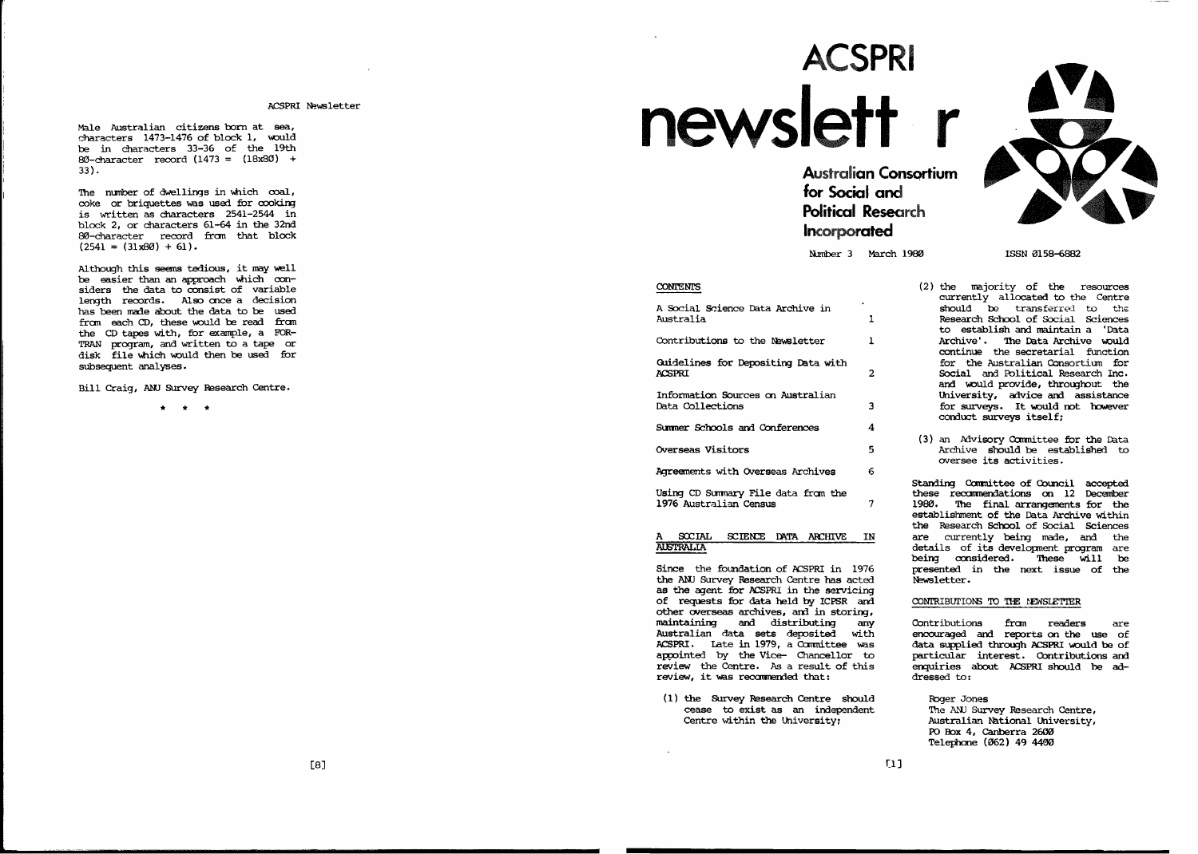Male Australian citizens born at sea, characters 1473-1476 of block 1, would be in characters 33-36 of the 19th 80-character record (1473 = (18x80) + 33).

The number of dwellings in which coal, coke or briquettes was used for cooking is written as characters 2541-2544 in block 2, or characters 61-64 in the 32nd 80-character record from that block (2541 = (31x80) + 61).

Although this seems tedious, it may well be easier than an approach which considers the data to consist of variable length records. Also once a decision has been made about the data to be used from each CD, these would be read from the CD tapes with, for example, a FORTRAN program, and written to a tape or disk file which would then be used for subsequent analyses.

Bill Craig, ANU Survey Research Centre.

\* \* \*

# ACSPRI newsletter

**Australian Consortium for Social and Political Research Incorporated**

Number 3 March 1980

ISSN 0158-6882

## CONTENTS

| | |
|---|---|
| A Social Science Data Archive in Australia | 1 |
| Contributions to the Newsletter | 1 |
| Guidelines for Depositing Data with ACSPRI | 2 |
| Information Sources on Australian Data Collections | 3 |
| Summer Schools and Conferences | 4 |
| Overseas Visitors | 5 |
| Agreements with Overseas Archives | 6 |
| Using CD Summary File data from the 1976 Australian Census | 7 |

## A SOCIAL SCIENCE DATA ARCHIVE IN AUSTRALIA

Since the foundation of ACSPRI in 1976 the ANU Survey Research Centre has acted as the agent for ACSPRI in the servicing of requests for data held by ICPSR and other overseas archives, and in storing, maintaining and distributing any Australian data sets deposited with ACSPRI. Late in 1979, a Committee was appointed by the Vice- Chancellor to review the Centre. As a result of this review, it was recommended that:

(1) the Survey Research Centre should cease to exist as an independent Centre within the University;

(2) the majority of the resources currently allocated to the Centre should be transferred to the Research School of Social Sciences to establish and maintain a 'Data Archive'. The Data Archive would continue the secretarial function for the Australian Consortium for Social and Political Research Inc. and would provide, throughout the University, advice and assistance for surveys. It would not however conduct surveys itself;

(3) an Advisory Committee for the Data Archive should be established to oversee its activities.

Standing Committee of Council accepted these recommendations on 12 December 1980. The final arrangements for the establishment of the Data Archive within the Research School of Social Sciences are currently being made, and the details of its development program are being considered. These will be presented in the next issue of the Newsletter.

## CONTRIBUTIONS TO THE NEWSLETTER

Contributions from readers are encouraged and reports on the use of data supplied through ACSPRI would be of particular interest. Contributions and enquiries about ACSPRI should be addressed to:

Roger Jones
The ANU Survey Research Centre,
Australian National University,
PO Box 4, Canberra 2600
Telephone (062) 49 4400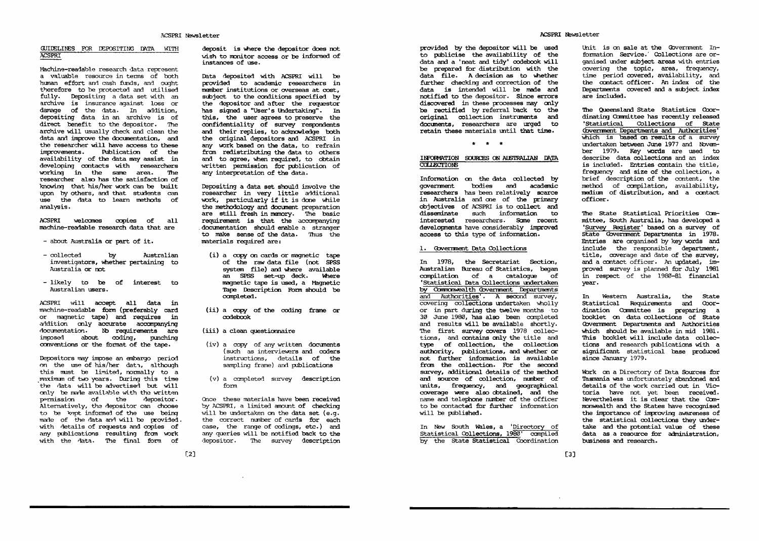## GUIDELINES FOR DEPOSITING DATA WITH ACSPRI

Machine-readable research data represent a valuable resource in terms of both human effort and cash funds, and ought therefore to be protected and utilised fully. Depositing a data set with an archive is insurance against loss or damage of the data. In addition, depositing data in an archive is of direct benefit to the depositor. The archive will usually check and clean the data and improve the documentation, and the researcher will have access to these improvements. Publication of the availability of the data may assist in developing contacts with researchers working in the same area. The researcher also has the satisfaction of knowing that his/her work can be built upon by others, and that students can use the data to learn methods of analysis.

ACSPRI welcomes copies of all machine-readable research data that are

- about Australia or part of it.
- collected by Australian investigators, whether pertaining to Australia or not
- likely to be of interest to Australian users.

ACSPRI will accept all data in machine-readable form (preferably card or magnetic tape) and requires in addition only accurate accompanying documentation. No requirements are imposed about coding, punching conventions or the format of the tape.

Depositors may impose an embargo period on the use of his/her data, although this must be limited, normally to a maximum of two years. During this time the data will be advertised but will only be made available with the written permission of the depositor. Alternatively, the depositor can choose to be kept informed of the use being made of the data and will be provided with details of requests and copies of any publications resulting from work with the data. The final form of deposit is where the depositor does not wish to monitor access or be informed of instances of use.

Data deposited with ACSPRI will be provided to academic researchers in member institutions or overseas at cost, subject to the conditions specified by the depositor and after the requestor has signed a "User's Undertaking". In this, the user agrees to preserve the confidentiality of survey respondents and their replies, to acknowledge both the original depositors and ACSPRI in any work based on the data, to refrain from redistributing the data to others and to agree, when required, to obtain written permission for publication of any interpretation of the data.

Depositing a data set should involve the researcher in very little additional work, particularly if it is done while the methodology and document preparation are still fresh in memory. The basic requirement is that the accompanying documentation should enable a stranger to make sense of the data. Thus the materials required are:

(i) a copy on cards or magnetic tape of the raw data file (not SPSS system file) and where available an SPSS set-up deck. Where magnetic tape is used, a Magnetic Tape Description Form should be completed.

(ii) a copy of the coding frame or codebook

(iii) a clean questionnaire

(iv) a copy of any written documents (such as interviewers and coders instructions, details of the sampling frame) and publications

(v) a completed survey description form

Once these materials have been received by ACSPRI, a limited amount of checking will be undertaken on the data set (e.g. the correct number of cards for each case, the range of codings, etc.) and any queries will be notified back to the depositor. The survey description provided by the depositor will be used to publicise the availability of the data and a 'neat and tidy' codebook will be prepared for distribution with the data file. A decision as to whether further checking and correction of the data is intended will be made and notified to the depositor. Since errors discovered in these processes may only be rectified by referral back to the original collection instruments and documents, researchers are urged to retain these materials until that time.

\* \* \*

## INFORMATION SOURCES ON AUSTRALIAN DATA COLLECTIONS

Information on the data collected by government bodies and academic researchers has been relatively scarce in Australia and one of the primary objectives of ACSPRI is to collect and disseminate such information to interested researchers. Some recent developments have considerably improved access to this type of information.

### 1. Government Data Collections

In 1978, the Secretariat Section, Australian Bureau of Statistics, began compilation of a catalogue of 'Statistical Data Collections undertaken by Commonwealth Government Departments and Authorities'. A second survey, covering collections undertaken wholly or in part during the twelve months to 30 June 1980, has also been completed and results will be available shortly. The first survey covers 1978 collections, and contains only the title and type of collection, the collection authority, publications, and whether or not further information is available from the collection. For the second survey, additional details of the method and source of collection, number of units, frequency, and geographical coverage were also obtained, and the name and telephone number of the officer to be contacted for further information will be published.

In New South Wales, a 'Directory of Statistical Collections, 1980' compiled by the State Statistical Coordination Unit is on sale at the Government Information Service. Collections are organised under subject areas with entries covering the topic, area, frequency, time period covered, availability, and the contact officer. An index of the Departments covered and a subject index are included.

The Queensland State Statistics Coordinating Committee has recently released 'Statistical Collections of State Government Departments and Authorities' which is based on results of a survey undertaken between June 1977 and November 1979. Key words are used to describe data collections and an index is included. Entries contain the title, frequency and size of the collection, a brief description of the content, the method of compilation, availability, medium of distribution, and a contact officer.

The State Statistical Priorities Committee, South Australia, has developed a 'Survey Register' based on a survey of State Government Departments in 1978. Entries are organised by key words and include the responsible department, title, coverage and date of the survey, and a contact officer. An updated, improved survey is planned for July 1981 in respect of the 1980-81 financial year.

In Western Australia, the State Statistical Requirements and Coordination Committee is preparing a booklet on data collections of State Government Departments and Authorities which should be available in mid 1981. This booklet will include data collections and research publications with a significant statistical base produced since January 1979.

Work on a Directory of Data Sources for Tasmania was unfortunately abandoned and details of the work carried out in Victoria have not yet been received. Nevertheless it is clear that the Commonwealth and the States have recognised the importance of improving awareness of the statistical collections they undertake and the potential value of these data as a resource for administration, business and research.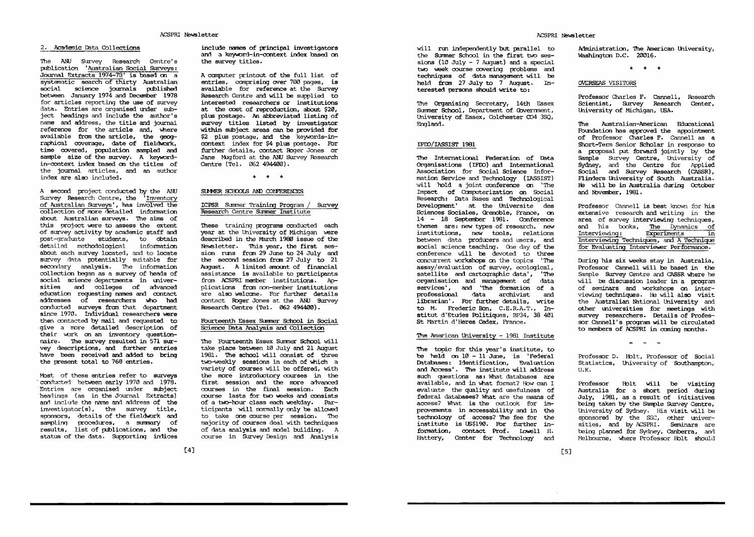## 2. Academic Data Collections

The ANU Survey Research Centre's publication 'Australian Social Surveys: Journal Extracts 1974-78' is based on a systematic search of thirty Australian social science journals published between January 1974 and December 1978 for articles reporting the use of survey data. Entries are organised under subject headings and include the author's name and address, the title and journal reference for the article and, where available from the article, the geographical coverage, date of fieldwork, time covered, population sampled and sample size of the survey. A keyword-in-context index based on the titles of the journal articles, and an author index are also included.

A second project conducted by the ANU Survey Research Centre, the 'Inventory of Australian Surveys', has involved the collection of more detailed information about Australian surveys. The aims of this project were to assess the extent of survey activity by academic staff and post-graduate students, to obtain detailed methodological information about each survey located, and to locate survey data potentially suitable for secondary analysis. The information collection began as a survey of heads of social science departments in universities and colleges of advanced education requesting names and contact addresses of researchers who had conducted surveys from that department since 1970. Individual researchers were then contacted by mail and requested to give a more detailed description of their work on an inventory questionnaire. The survey resulted in 571 survey descriptions, and further entries have been received and added to bring the present total to 760 entries.

Most of these entries refer to surveys conducted between early 1970 and 1978. Entries are organised under subject headings (as in the Journal Extracts) and include the name and address of the investigator(s), the survey title, sponsors, details of the fieldwork and sampling procedures, a summary of results, list of publications, and the status of the data. Supporting indices include names of principal investigators and a keyword-in-context index based on the survey titles.

A computer printout of the full list of entries, comprising over 700 pages, is available for reference at the Survey Research Centre and will be supplied to interested researchers or institutions at the cost of reproduction, about $20, plus postage. An abbreviated listing of survey titles listed by investigator within subject areas can be provided for $2 plus postage, and the keywords-in-context index for $4 plus postage. For further details, contact Roger Jones or Jane Mugford at the ANU Survey Research Centre (Tel. 062 494400).

\* \* \*

## SUMMER SCHOOLS AND CONFERENCES

### ICPSR Summer Training Program / Survey Research Centre Summer Institute

These training programs conducted each year at the University of Michigan were described in the March 1980 issue of the Newsletter. This year, the first session runs from 29 June to 24 July and the second session from 27 July to 21 August. A limited amount of financial assistance is available to participants from ACSPRI member institutions. Applications from non-member institutions are also welcome. For further details contact Roger Jones at the ANU Survey Research Centre (Tel. 062 494400).

### Fourteenth Essex Summer School in Social Science Data Analysis and Collection

The Fourteenth Essex Summer School will take place between 10 July and 21 August 1981. The school will consist of three two-weekly sessions in each of which a variety of courses will be offered, with the more introductory courses in the first session and the more advanced courses in the final session. Each course lasts for two weeks and consists of a two-hour class each weekday. Participants will normally only be allowed to take one course per session. The majority of courses deal with techniques of data analysis and model building. A course in Survey Design and Analysis will run independently but parallel to the Summer School in the first two sessions (10 July - 7 August) and a special two week course covering problems and techniques of data management will be held from 27 July to 7 August. Interested persons should write to:

The Organising Secretary, 14th Essex Summer School, Department of Government, University of Essex, Colchester CO4 3SQ, England.

### IFDO/IASSIST 1981

The International Federation of Data Organisations (IFDO) and International Association for Social Science Information Service and Technology (IASSIST) will hold a joint conference on 'The Impact of Computerization on Social Research: Data Bases and Technological Development' at the Universite des Sciences Sociales, Grenoble, France, on 14 - 18 September 1981. Conference themes are: new types of research, new institutions, new tools, relations between data producers and users, and social science teaching. One day of the conference will be devoted to three concurrent workshops on the topics 'The assay/evaluation of survey, ecological, satellite and cartographic data', 'The organisation and management of data services', and 'The formation of a professional data archivist and librarian'. For further details, write to M. Frederic Bon, C.E.R.A.T., Institut d'Etudes Politiques, BP34, 38 401 St Martin d'Heres Cedex, France.

### The American University - 1981 Institute

The topic for this year's institute, to be held on 10 - 11 June, is 'Federal Databases: Identification, Evaluation and Access'. The institute will address such questions as: What databases are available, and in what format? How can I evaluate the quality and usefulness of federal databases? What are the means of access? What is the outlook for improvements in accessability and in the technology of access? The fee for the institute is US$190. For further information, contact Prof. Lowell H. Hattery, Center for Technology and Administration, The American University, Washington D.C. 20016.

\* \* \*

## OVERSEAS VISITORS

Professor Charles F. Cannell, Research Scientist, Survey Research Center, University of Michigan, USA.

The Australian-American Educational Foundation has approved the appointment of Professor Charles F. Cannell as a Short-Term Senior Scholar in response to a proposal put forward jointly by the Sample Survey Centre, University of Sydney, and the Centre for Applied Social and Survey Research (CASSR), Flinders University of South Australia. He will be in Australia during October and November, 1981.

Professor Cannell is best known for his extensive research and writing in the area of survey interviewing techniques, and his books, The Dynamics of Interviewing: Experiments in Interviewing Techniques, and A Technique for Evaluating Interviewer Performance.

During his six weeks stay in Australia, Professor Cannell will be based in the Sample Survey Centre and CASSR where he will be discussion leader in a program of seminars and workshops on interviewing techniques. He will also visit the Australian National University and other universities for meetings with survey researchers. Details of Professor Cannell's program will be circulated to members of ACSPRI in coming months.

\- - -

Professor D. Holt, Professor of Social Statistics, University of Southampton, U.K.

Professor Holt will be visiting Australia for a short period during July, 1981, as a result of initiatives being taken by the Sample Survey Centre, University of Sydney. His visit will be sponsored by the SSC, other universities, and by ACSPRI. Seminars are being planned for Sydney, Canberra, and Melbourne, where Professor Holt should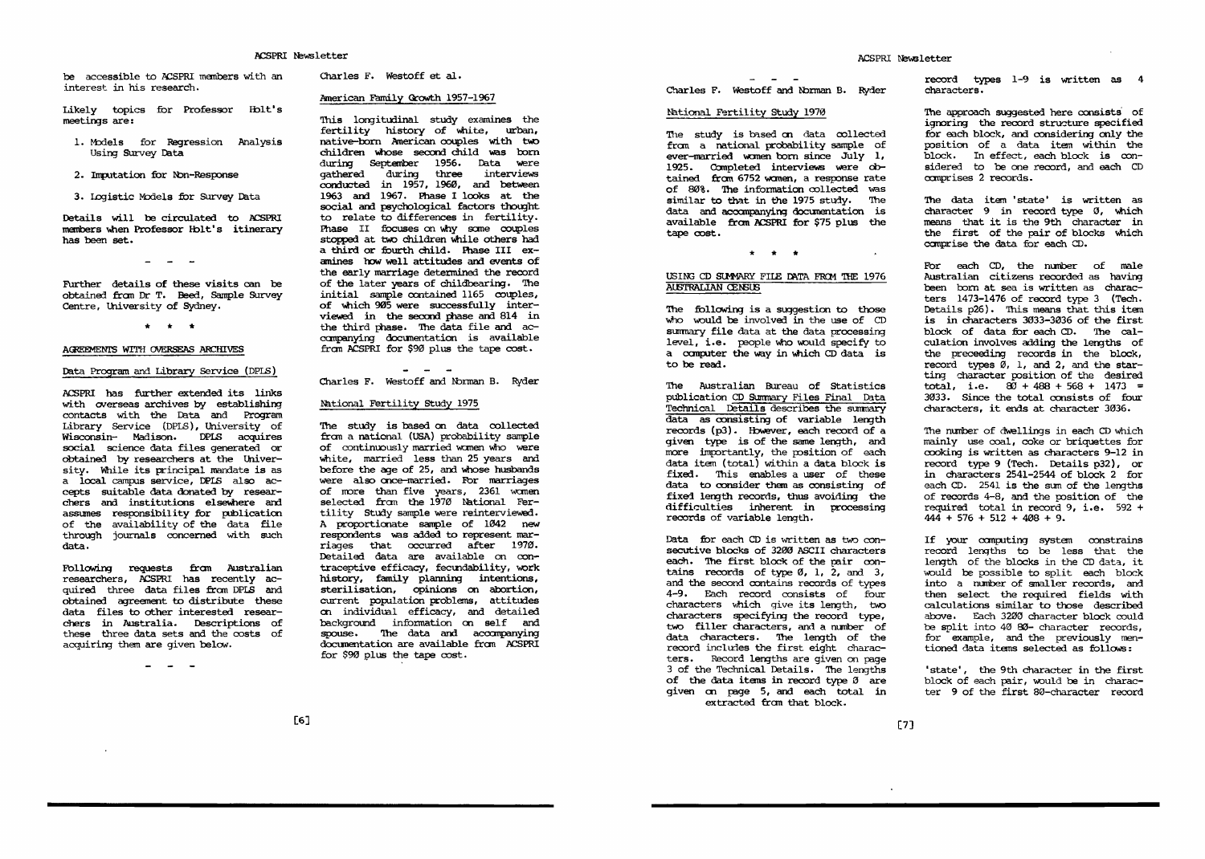be accessible to ACSPRI members with an interest in his research.

Likely topics for Professor Holt's meetings are:

1. Models for Regression Analysis Using Survey Data
2. Imputation for Non-Response
3. Logistic Models for Survey Data

Details will be circulated to ACSPRI members when Professor Holt's itinerary has been set.

\- - -

Further details of these visits can be obtained from Dr T. Beed, Sample Survey Centre, University of Sydney.

\* \* \*

## AGREEMENTS WITH OVERSEAS ARCHIVES

### Data Program and Library Service (DPLS)

ACSPRI has further extended its links with overseas archives by establishing contacts with the Data and Program Library Service (DPLS), University of Wisconsin- Madison. DPLS acquires social science data files generated or obtained by researchers at the University. While its principal mandate is as a local campus service, DPLS also accepts suitable data donated by researchers and institutions elsewhere and assumes responsibility for publication of the availability of the data file through journals concerned with such data.

Following requests from Australian researchers, ACSPRI has recently acquired three data files from DPLS and obtained agreement to distribute these data files to other interested researchers in Australia. Descriptions of these three data sets and the costs of acquiring them are given below.

\- - -

Charles F. Westoff et al.

### American Family Growth 1957-1967

This longitudinal study examines the fertility history of white, urban, native-born American couples with two children whose second child was born during September 1956. Data were gathered during three interviews conducted in 1957, 1960, and between 1963 and 1967. Phase I looks at the social and psychological factors thought to relate to differences in fertility. Phase II focuses on why some couples stopped at two children while others had a third or fourth child. Phase III examines how well attitudes and events of the early marriage determined the record of the later years of childbearing. The initial sample contained 1165 couples, of which 905 were successfully interviewed in the second phase and 814 in the third phase. The data file and accompanying documentation is available from ACSPRI for $90 plus the tape cost.

\- - -

Charles F. Westoff and Norman B. Ryder

### National Fertility Study 1975

The study is based on data collected from a national (USA) probability sample of continuously married women who were white, married less than 25 years and before the age of 25, and whose husbands were also once-married. For marriages of more than five years, 2361 women selected from the 1970 National Fertility Study sample were reinterviewed. A proportionate sample of 1042 new respondents was added to represent marriages that occurred after 1970. Detailed data are available on contraceptive efficacy, fecundability, work history, family planning intentions, sterilisation, opinions on abortion, current population problems, attitudes on individual efficacy, and detailed background information on self and spouse. The data and accompanying documentation are available from ACSPRI for $90 plus the tape cost.

\- - -

Charles F. Westoff and Norman B. Ryder

### National Fertility Study 1970

The study is based on data collected from a national probability sample of ever-married women born since July 1, 1925. Completed interviews were obtained from 6752 women, a response rate of 80%. The information collected was similar to that in the 1975 study. The data and accompanying documentation is available from ACSPRI for $75 plus the tape cost.

\* \* \*

## USING CD SUMMARY FILE DATA FROM THE 1976 AUSTRALIAN CENSUS

The following is a suggestion to those who would be involved in the use of CD summary file data at the data processing level, i.e. people who would specify to a computer the way in which CD data is to be read.

The Australian Bureau of Statistics publication CD Summary Files Final Data Technical Details describes the summary data as consisting of variable length records (p3). However, each record of a given type is of the same length, and more importantly, the position of each data item (total) within a data block is fixed. This enables a user of these data to consider them as consisting of fixed length records, thus avoiding the difficulties inherent in processing records of variable length.

Data for each CD is written as two consecutive blocks of 3200 ASCII characters each. The first block of the pair contains records of type 0, 1, 2, and 3, and the second contains records of types 4-9. Each record consists of four characters which give its length, two characters specifying the record type, two filler characters, and a number of data characters. The length of the record includes the first eight characters. Record lengths are given on page 3 of the Technical Details. The lengths of the data items in record type 0 are given on page 5, and each total in record types 1-9 is written as 4 characters.

The approach suggested here consists of ignoring the record structure specified for each block, and considering only the position of a data item within the block. In effect, each block is considered to be one record, and each CD comprises 2 records.

The data item 'state' is written as character 9 in record type 0, which means that it is the 9th character in the first of the pair of blocks which comprise the data for each CD.

For each CD, the number of male Australian citizens recorded as having been born at sea is written as characters 1473-1476 of record type 3 (Tech. Details p26). This means that this item is in characters 3033-3036 of the first block of data for each CD. The calculation involves adding the lengths of the preceeding records in the block, record types 0, 1, and 2, and the starting character position of the desired total, i.e. 80 + 488 + 568 + 1473 = 3033. Since the total consists of four characters, it ends at character 3036.

The number of dwellings in each CD which mainly use coal, coke or briquettes for cooking is written as characters 9-12 in record type 9 (Tech. Details p32), or in characters 2541-2544 of block 2 for each CD. 2541 is the sum of the lengths of records 4-8, and the position of the required total in record 9, i.e. 592 + 444 + 576 + 512 + 408 + 9.

If your computing system constrains record lengths to be less that the length of the blocks in the CD data, it would be possible to split each block into a number of smaller records, and then select the required fields with calculations similar to those described above. Each 3200 character block could be split into 40 80- character records, for example, and the previously mentioned data items selected as follows:

'state', the 9th character in the first block of each pair, would be in character 9 of the first 80-character record